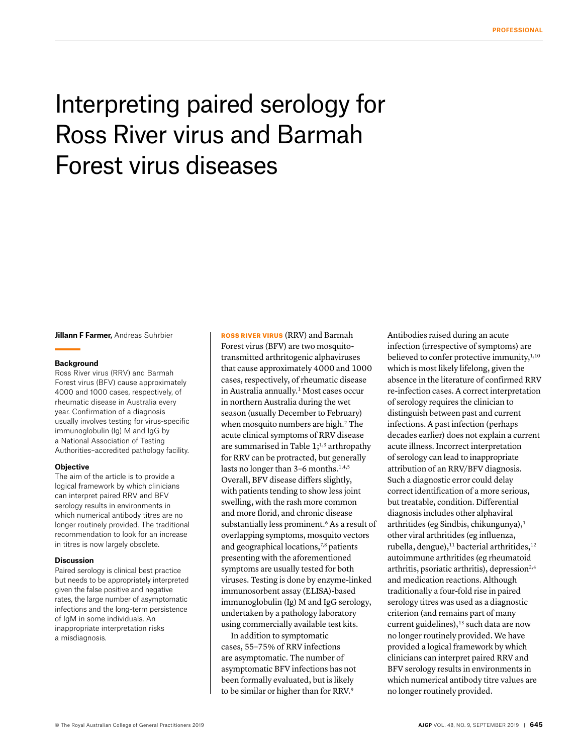# Interpreting paired serology for Ross River virus and Barmah Forest virus diseases

**Jillann F Farmer,** Andreas Suhrbier

### Background

Ross River virus (RRV) and Barmah Forest virus (BFV) cause approximately 4000 and 1000 cases, respectively, of rheumatic disease in Australia every year. Confirmation of a diagnosis usually involves testing for virus-specific immunoglobulin (Ig) M and IgG by a National Association of Testing Authorities–accredited pathology facility.

### Objective

The aim of the article is to provide a logical framework by which clinicians can interpret paired RRV and BFV serology results in environments in which numerical antibody titres are no longer routinely provided. The traditional recommendation to look for an increase in titres is now largely obsolete.

### Discussion

Paired serology is clinical best practice but needs to be appropriately interpreted given the false positive and negative rates, the large number of asymptomatic infections and the long-term persistence of IgM in some individuals. An inappropriate interpretation risks a misdiagnosis.

**ROSS RIVER VIRUS** (RRV) and Barmah Forest virus (BFV) are two mosquito-transmitted arthritogenic alphaviruses that cause approximately 4000 and 1000 cases, respectively, of rheumatic disease in Australia annually.[1] Most cases occur in northern Australia during the wet season (usually December to February) when mosquito numbers are high.[2] The acute clinical symptoms of RRV disease are summarised in Table 1;[1,3] arthropathy for RRV can be protracted, but generally lasts no longer than 3–6 months.[1,4,5] Overall, BFV disease differs slightly, with patients tending to show less joint swelling, with the rash more common and more florid, and chronic disease substantially less prominent.[6] As a result of overlapping symptoms, mosquito vectors and geographical locations,[7,8] patients presenting with the aforementioned symptoms are usually tested for both viruses. Testing is done by enzyme-linked immunosorbent assay (ELISA)-based immunoglobulin (Ig) M and IgG serology, undertaken by a pathology laboratory using commercially available test kits.

In addition to symptomatic cases, 55–75% of RRV infections are asymptomatic. The number of asymptomatic BFV infections has not been formally evaluated, but is likely to be similar or higher than for RRV.[9] Antibodies raised during an acute infection (irrespective of symptoms) are believed to confer protective immunity,[1,10] which is most likely lifelong, given the absence in the literature of confirmed RRV re-infection cases. A correct interpretation of serology requires the clinician to distinguish between past and current infections. A past infection (perhaps decades earlier) does not explain a current acute illness. Incorrect interpretation of serology can lead to inappropriate attribution of an RRV/BFV diagnosis. Such a diagnostic error could delay correct identification of a more serious, but treatable, condition. Differential diagnosis includes other alphaviral arthritides (eg Sindbis, chikungunya),[1] other viral arthritides (eg influenza, rubella, dengue),[11] bacterial arthritides,[12] autoimmune arthritides (eg rheumatoid arthritis, psoriatic arthritis), depression[2,4] and medication reactions. Although traditionally a four-fold rise in paired serology titres was used as a diagnostic criterion (and remains part of many current guidelines),[13] such data are now no longer routinely provided. We have provided a logical framework by which clinicians can interpret paired RRV and BFV serology results in environments in which numerical antibody titre values are no longer routinely provided.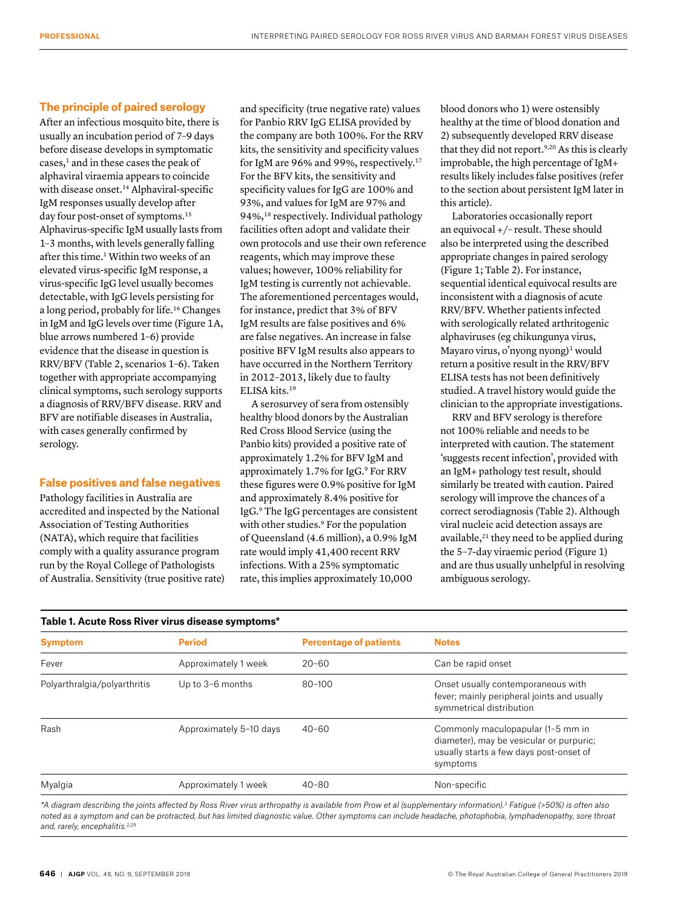## The principle of paired serology

After an infectious mosquito bite, there is usually an incubation period of 7–9 days before disease develops in symptomatic cases,[1] and in these cases the peak of alphaviral viraemia appears to coincide with disease onset.[14] Alphaviral-specific IgM responses usually develop after day four post-onset of symptoms.[15] Alphavirus-specific IgM usually lasts from 1–3 months, with levels generally falling after this time.[1] Within two weeks of an elevated virus-specific IgM response, a virus-specific IgG level usually becomes detectable, with IgG levels persisting for a long period, probably for life.[16] Changes in IgM and IgG levels over time (Figure 1A, blue arrows numbered 1–6) provide evidence that the disease in question is RRV/BFV (Table 2, scenarios 1–6). Taken together with appropriate accompanying clinical symptoms, such serology supports a diagnosis of RRV/BFV disease. RRV and BFV are notifiable diseases in Australia, with cases generally confirmed by serology.

## False positives and false negatives

Pathology facilities in Australia are accredited and inspected by the National Association of Testing Authorities (NATA), which require that facilities comply with a quality assurance program run by the Royal College of Pathologists of Australia. Sensitivity (true positive rate) and specificity (true negative rate) values for Panbio RRV IgG ELISA provided by the company are both 100%. For the RRV kits, the sensitivity and specificity values for IgM are 96% and 99%, respectively.[17] For the BFV kits, the sensitivity and specificity values for IgG are 100% and 93%, and values for IgM are 97% and 94%,[18] respectively. Individual pathology facilities often adopt and validate their own protocols and use their own reference reagents, which may improve these values; however, 100% reliability for IgM testing is currently not achievable. The aforementioned percentages would, for instance, predict that 3% of BFV IgM results are false positives and 6% are false negatives. An increase in false positive BFV IgM results also appears to have occurred in the Northern Territory in 2012–2013, likely due to faulty ELISA kits.[19]

A serosurvey of sera from ostensibly healthy blood donors by the Australian Red Cross Blood Service (using the Panbio kits) provided a positive rate of approximately 1.2% for BFV IgM and approximately 1.7% for IgG.[9] For RRV these figures were 0.9% positive for IgM and approximately 8.4% positive for IgG.[9] The IgG percentages are consistent with other studies.[9] For the population of Queensland (4.6 million), a 0.9% IgM rate would imply 41,400 recent RRV infections. With a 25% symptomatic rate, this implies approximately 10,000 blood donors who 1) were ostensibly healthy at the time of blood donation and 2) subsequently developed RRV disease that they did not report.[9,20] As this is clearly improbable, the high percentage of IgM+ results likely includes false positives (refer to the section about persistent IgM later in this article).

Laboratories occasionally report an equivocal +/– result. These should also be interpreted using the described appropriate changes in paired serology (Figure 1; Table 2). For instance, sequential identical equivocal results are inconsistent with a diagnosis of acute RRV/BFV. Whether patients infected with serologically related arthritogenic alphaviruses (eg chikungunya virus, Mayaro virus, o'nyong nyong)[1] would return a positive result in the RRV/BFV ELISA tests has not been definitively studied. A travel history would guide the clinician to the appropriate investigations.

RRV and BFV serology is therefore not 100% reliable and needs to be interpreted with caution. The statement 'suggests recent infection', provided with an IgM+ pathology test result, should similarly be treated with caution. Paired serology will improve the chances of a correct serodiagnosis (Table 2). Although viral nucleic acid detection assays are available,[21] they need to be applied during the 5–7-day viraemic period (Figure 1) and are thus usually unhelpful in resolving ambiguous serology.

**Table 1. Acute Ross River virus disease symptoms***

| Symptom | Period | Percentage of patients | Notes |
|---|---|---|---|
| Fever | Approximately 1 week | 20–60 | Can be rapid onset |
| Polyarthralgia/polyarthritis | Up to 3–6 months | 80–100 | Onset usually contemporaneous with fever; mainly peripheral joints and usually symmetrical distribution |
| Rash | Approximately 5–10 days | 40–60 | Commonly maculopapular (1–5 mm in diameter), may be vesicular or purpuric; usually starts a few days post-onset of symptoms |
| Myalgia | Approximately 1 week | 40–80 | Non-specific |

*\*A diagram describing the joints affected by Ross River virus arthropathy is available from Prow et al (supplementary information).[3] Fatigue (>50%) is often also noted as a symptom and can be protracted, but has limited diagnostic value. Other symptoms can include headache, photophobia, lymphadenopathy, sore throat and, rarely, encephalitis.[2,29]*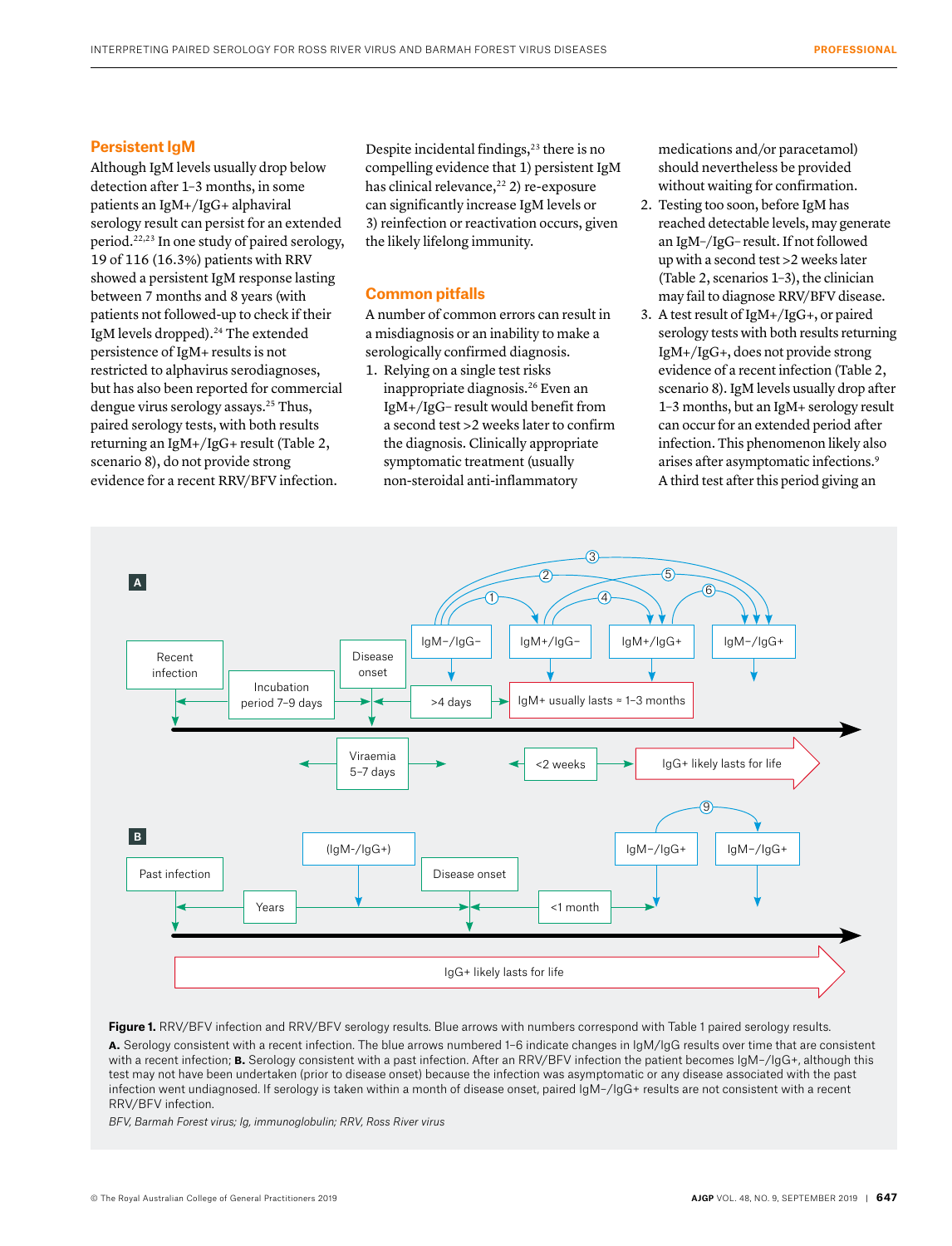## Persistent IgM

Although IgM levels usually drop below detection after 1–3 months, in some patients an IgM+/IgG+ alphaviral serology result can persist for an extended period.[22,23] In one study of paired serology, 19 of 116 (16.3%) patients with RRV showed a persistent IgM response lasting between 7 months and 8 years (with patients not followed-up to check if their IgM levels dropped).[24] The extended persistence of IgM+ results is not restricted to alphavirus serodiagnoses, but has also been reported for commercial dengue virus serology assays.[25] Thus, paired serology tests, with both results returning an IgM+/IgG+ result (Table 2, scenario 8), do not provide strong evidence for a recent RRV/BFV infection.

Despite incidental findings,[23] there is no compelling evidence that 1) persistent IgM has clinical relevance,[22] 2) re-exposure can significantly increase IgM levels or 3) reinfection or reactivation occurs, given the likely lifelong immunity.

## Common pitfalls

A number of common errors can result in a misdiagnosis or an inability to make a serologically confirmed diagnosis.

1. Relying on a single test risks inappropriate diagnosis.[26] Even an IgM+/IgG− result would benefit from a second test >2 weeks later to confirm the diagnosis. Clinically appropriate symptomatic treatment (usually non-steroidal anti-inflammatory medications and/or paracetamol) should nevertheless be provided without waiting for confirmation.
2. Testing too soon, before IgM has reached detectable levels, may generate an IgM−/IgG− result. If not followed up with a second test >2 weeks later (Table 2, scenarios 1–3), the clinician may fail to diagnose RRV/BFV disease.
3. A test result of IgM+/IgG+, or paired serology tests with both results returning IgM+/IgG+, does not provide strong evidence of a recent infection (Table 2, scenario 8). IgM levels usually drop after 1–3 months, but an IgM+ serology result can occur for an extended period after infection. This phenomenon likely also arises after asymptomatic infections.[9] A third test after this period giving an

**Figure 1.** RRV/BFV infection and RRV/BFV serology results. Blue arrows with numbers correspond with Table 1 paired serology results.
**A.** Serology consistent with a recent infection. The blue arrows numbered 1–6 indicate changes in IgM/IgG results over time that are consistent with a recent infection; **B.** Serology consistent with a past infection. After an RRV/BFV infection the patient becomes IgM−/IgG+, although this test may not have been undertaken (prior to disease onset) because the infection was asymptomatic or any disease associated with the past infection went undiagnosed. If serology is taken within a month of disease onset, paired IgM−/IgG+ results are not consistent with a recent RRV/BFV infection.

*BFV, Barmah Forest virus; Ig, immunoglobulin; RRV, Ross River virus*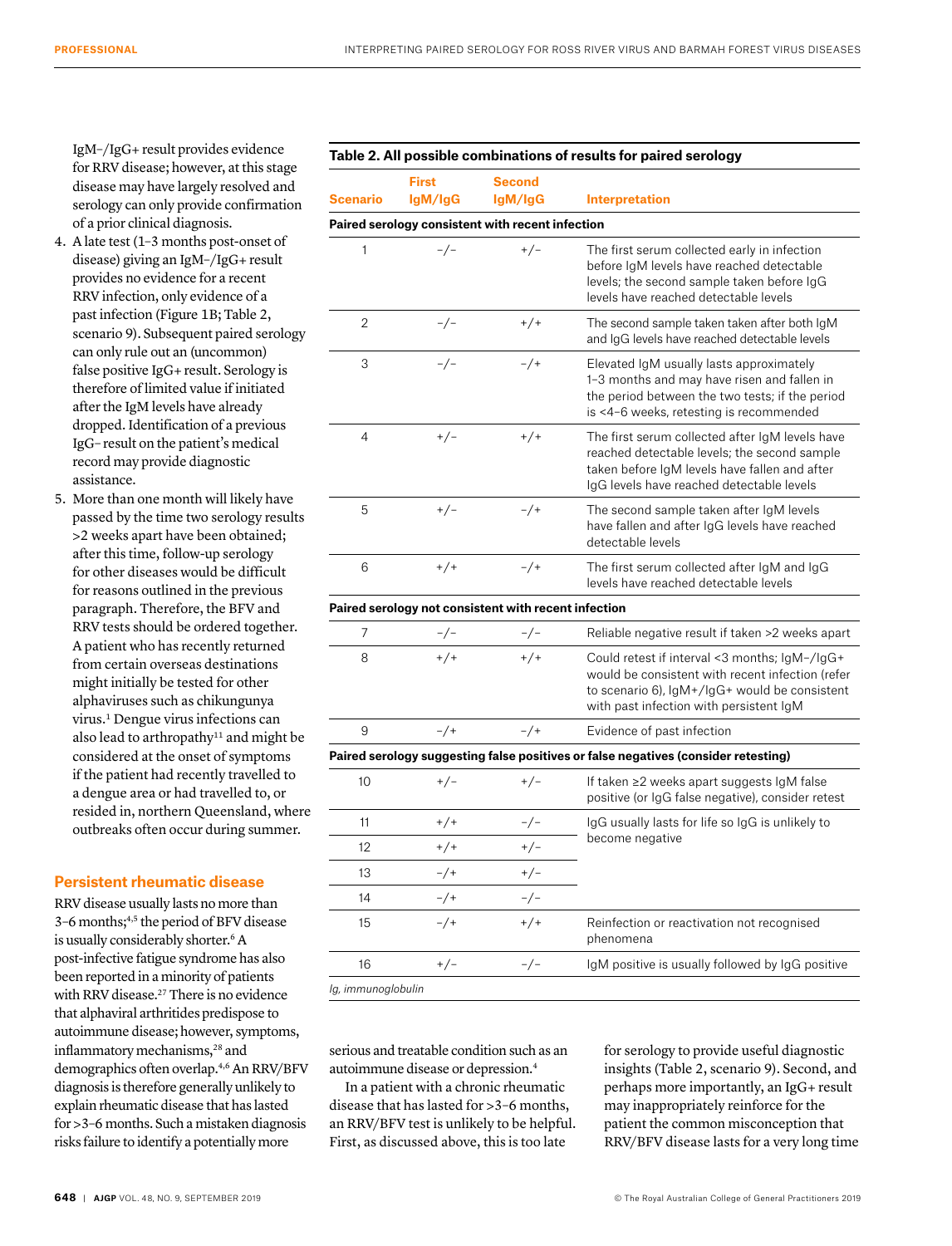IgM–/IgG+ result provides evidence for RRV disease; however, at this stage disease may have largely resolved and serology can only provide confirmation of a prior clinical diagnosis.

4. A late test (1–3 months post-onset of disease) giving an IgM–/IgG+ result provides no evidence for a recent RRV infection, only evidence of a past infection (Figure 1B; Table 2, scenario 9). Subsequent paired serology can only rule out an (uncommon) false positive IgG+ result. Serology is therefore of limited value if initiated after the IgM levels have already dropped. Identification of a previous IgG– result on the patient's medical record may provide diagnostic assistance.
5. More than one month will likely have passed by the time two serology results >2 weeks apart have been obtained; after this time, follow-up serology for other diseases would be difficult for reasons outlined in the previous paragraph. Therefore, the BFV and RRV tests should be ordered together. A patient who has recently returned from certain overseas destinations might initially be tested for other alphaviruses such as chikungunya virus.[1] Dengue virus infections can also lead to arthropathy[11] and might be considered at the onset of symptoms if the patient had recently travelled to a dengue area or had travelled to, or resided in, northern Queensland, where outbreaks often occur during summer.

**Table 2. All possible combinations of results for paired serology**

| Scenario | First IgM/IgG | Second IgM/IgG | Interpretation |
|---|---|---|---|
| **Paired serology consistent with recent infection** | | | |
| 1 | –/– | +/– | The first serum collected early in infection before IgM levels have reached detectable levels; the second sample taken before IgG levels have reached detectable levels |
| 2 | –/– | +/+ | The second sample taken taken after both IgM and IgG levels have reached detectable levels |
| 3 | –/– | –/+ | Elevated IgM usually lasts approximately 1–3 months and may have risen and fallen in the period between the two tests; if the period is <4–6 weeks, retesting is recommended |
| 4 | +/– | +/+ | The first serum collected after IgM levels have reached detectable levels; the second sample taken before IgM levels have fallen and after IgG levels have reached detectable levels |
| 5 | +/– | –/+ | The second sample taken after IgM levels have fallen and after IgG levels have reached detectable levels |
| 6 | +/+ | –/+ | The first serum collected after IgM and IgG levels have reached detectable levels |
| **Paired serology not consistent with recent infection** | | | |
| 7 | –/– | –/– | Reliable negative result if taken >2 weeks apart |
| 8 | +/+ | +/+ | Could retest if interval <3 months; IgM–/IgG+ would be consistent with recent infection (refer to scenario 6), IgM+/IgG+ would be consistent with past infection with persistent IgM |
| 9 | –/+ | –/+ | Evidence of past infection |
| **Paired serology suggesting false positives or false negatives (consider retesting)** | | | |
| 10 | +/– | +/– | If taken ≥2 weeks apart suggests IgM false positive (or IgG false negative), consider retest |
| 11 | +/+ | –/– | IgG usually lasts for life so IgG is unlikely to become negative |
| 12 | +/+ | +/– | |
| 13 | –/+ | +/– | |
| 14 | –/+ | –/– | |
| 15 | –/+ | +/+ | Reinfection or reactivation not recognised phenomena |
| 16 | +/– | –/– | IgM positive is usually followed by IgG positive |

*Ig, immunoglobulin*

## Persistent rheumatic disease

RRV disease usually lasts no more than 3–6 months;[4,5] the period of BFV disease is usually considerably shorter.[6] A post-infective fatigue syndrome has also been reported in a minority of patients with RRV disease.[27] There is no evidence that alphaviral arthritides predispose to autoimmune disease; however, symptoms, inflammatory mechanisms,[28] and demographics often overlap.[4,6] An RRV/BFV diagnosis is therefore generally unlikely to explain rheumatic disease that has lasted for >3–6 months. Such a mistaken diagnosis risks failure to identify a potentially more serious and treatable condition such as an autoimmune disease or depression.[4]

In a patient with a chronic rheumatic disease that has lasted for >3–6 months, an RRV/BFV test is unlikely to be helpful. First, as discussed above, this is too late for serology to provide useful diagnostic insights (Table 2, scenario 9). Second, and perhaps more importantly, an IgG+ result may inappropriately reinforce for the patient the common misconception that RRV/BFV disease lasts for a very long time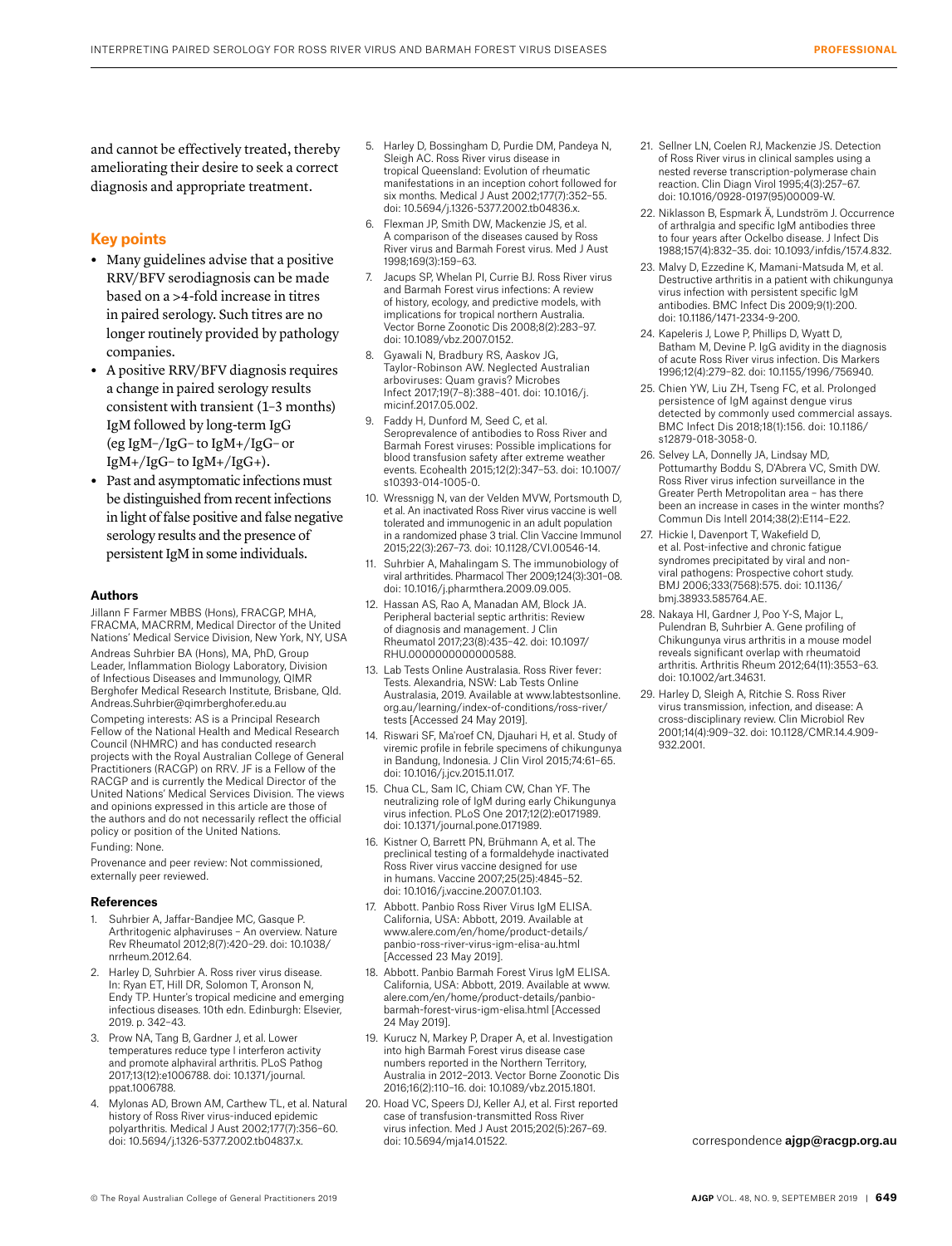and cannot be effectively treated, thereby ameliorating their desire to seek a correct diagnosis and appropriate treatment.

## Key points

- Many guidelines advise that a positive RRV/BFV serodiagnosis can be made based on a >4-fold increase in titres in paired serology. Such titres are no longer routinely provided by pathology companies.
- A positive RRV/BFV diagnosis requires a change in paired serology results consistent with transient (1–3 months) IgM followed by long-term IgG (eg IgM–/IgG– to IgM+/IgG– or IgM+/IgG– to IgM+/IgG+).
- Past and asymptomatic infections must be distinguished from recent infections in light of false positive and false negative serology results and the presence of persistent IgM in some individuals.

### Authors

Jillann F Farmer MBBS (Hons), FRACGP, MHA, FRACMA, MACRRM, Medical Director of the United Nations' Medical Service Division, New York, NY, USA

Andreas Suhrbier BA (Hons), MA, PhD, Group Leader, Inflammation Biology Laboratory, Division of Infectious Diseases and Immunology, QIMR Berghofer Medical Research Institute, Brisbane, Qld. Andreas.Suhrbier@qimrberghofer.edu.au

Competing interests: AS is a Principal Research Fellow of the National Health and Medical Research Council (NHMRC) and has conducted research projects with the Royal Australian College of General Practitioners (RACGP) on RRV. JF is a Fellow of the RACGP and is currently the Medical Director of the United Nations' Medical Services Division. The views and opinions expressed in this article are those of the authors and do not necessarily reflect the official policy or position of the United Nations.

Funding: None.

Provenance and peer review: Not commissioned, externally peer reviewed.

### References

1. Suhrbier A, Jaffar-Bandjee MC, Gasque P. Arthritogenic alphaviruses – An overview. Nature Rev Rheumatol 2012;8(7):420–29. doi: 10.1038/nrrheum.2012.64.
2. Harley D, Suhrbier A. Ross river virus disease. In: Ryan ET, Hill DR, Solomon T, Aronson N, Endy TP. Hunter's tropical medicine and emerging infectious diseases. 10th edn. Edinburgh: Elsevier, 2019. p. 342–43.
3. Prow NA, Tang B, Gardner J, et al. Lower temperatures reduce type I interferon activity and promote alphaviral arthritis. PLoS Pathog 2017;13(12):e1006788. doi: 10.1371/journal.ppat.1006788.
4. Mylonas AD, Brown AM, Carthew TL, et al. Natural history of Ross River virus-induced epidemic polyarthritis. Medical J Aust 2002;177(7):356–60. doi: 10.5694/j.1326-5377.2002.tb04837.x.
5. Harley D, Bossingham D, Purdie DM, Pandeya N, Sleigh AC. Ross River virus disease in tropical Queensland: Evolution of rheumatic manifestations in an inception cohort followed for six months. Medical J Aust 2002;177(7):352–55. doi: 10.5694/j.1326-5377.2002.tb04836.x.
6. Flexman JP, Smith DW, Mackenzie JS, et al. A comparison of the diseases caused by Ross River virus and Barmah Forest virus. Med J Aust 1998;169(3):159–63.
7. Jacups SP, Whelan PI, Currie BJ. Ross River virus and Barmah Forest virus infections: A review of history, ecology, and predictive models, with implications for tropical northern Australia. Vector Borne Zoonotic Dis 2008;8(2):283–97. doi: 10.1089/vbz.2007.0152.
8. Gyawali N, Bradbury RS, Aaskov JG, Taylor-Robinson AW. Neglected Australian arboviruses: Quam gravis? Microbes Infect 2017;19(7–8):388–401. doi: 10.1016/j.micinf.2017.05.002.
9. Faddy H, Dunford M, Seed C, et al. Seroprevalence of antibodies to Ross River and Barmah Forest viruses: Possible implications for blood transfusion safety after extreme weather events. Ecohealth 2015;12(2):347–53. doi: 10.1007/s10393-014-1005-0.
10. Wressnigg N, van der Velden MVW, Portsmouth D, et al. An inactivated Ross River virus vaccine is well tolerated and immunogenic in an adult population in a randomized phase 3 trial. Clin Vaccine Immunol 2015;22(3):267–73. doi: 10.1128/CVI.00546-14.
11. Suhrbier A, Mahalingam S. The immunobiology of viral arthritides. Pharmacol Ther 2009;124(3):301–08. doi: 10.1016/j.pharmthera.2009.09.005.
12. Hassan AS, Rao A, Manadan AM, Block JA. Peripheral bacterial septic arthritis: Review of diagnosis and management. J Clin Rheumatol 2017;23(8):435–42. doi: 10.1097/RHU.0000000000000588.
13. Lab Tests Online Australasia. Ross River fever: Tests. Alexandria, NSW: Lab Tests Online Australasia, 2019. Available at www.labtestsonline.org.au/learning/index-of-conditions/ross-river/tests [Accessed 24 May 2019].
14. Riswari SF, Ma'roef CN, Djauhari H, et al. Study of viremic profile in febrile specimens of chikungunya in Bandung, Indonesia. J Clin Virol 2015;74:61–65. doi: 10.1016/j.jcv.2015.11.017.
15. Chua CL, Sam IC, Chiam CW, Chan YF. The neutralizing role of IgM during early Chikungunya virus infection. PLoS One 2017;12(2):e0171989. doi: 10.1371/journal.pone.0171989.
16. Kistner O, Barrett PN, Brühmann A, et al. The preclinical testing of a formaldehyde inactivated Ross River virus vaccine designed for use in humans. Vaccine 2007;25(25):4845–52. doi: 10.1016/j.vaccine.2007.01.103.
17. Abbott. Panbio Ross River Virus IgM ELISA. California, USA: Abbott, 2019. Available at www.alere.com/en/home/product-details/panbio-ross-river-virus-igm-elisa-au.html [Accessed 23 May 2019].
18. Abbott. Panbio Barmah Forest Virus IgM ELISA. California, USA: Abbott, 2019. Available at www.alere.com/en/home/product-details/panbio-barmah-forest-virus-igm-elisa.html [Accessed 24 May 2019].
19. Kurucz N, Markey P, Draper A, et al. Investigation into high Barmah Forest virus disease case numbers reported in the Northern Territory, Australia in 2012–2013. Vector Borne Zoonotic Dis 2016;16(2):110–16. doi: 10.1089/vbz.2015.1801.
20. Hoad VC, Speers DJ, Keller AJ, et al. First reported case of transfusion-transmitted Ross River virus infection. Med J Aust 2015;202(5):267–69. doi: 10.5694/mja14.01522.
21. Sellner LN, Coelen RJ, Mackenzie JS. Detection of Ross River virus in clinical samples using a nested reverse transcription-polymerase chain reaction. Clin Diagn Virol 1995;4(3):257–67. doi: 10.1016/0928-0197(95)00009-W.
22. Niklasson B, Espmark Å, Lundström J. Occurrence of arthralgia and specific IgM antibodies three to four years after Ockelbo disease. J Infect Dis 1988;157(4):832–35. doi: 10.1093/infdis/157.4.832.
23. Malvy D, Ezzedine K, Mamani-Matsuda M, et al. Destructive arthritis in a patient with chikungunya virus infection with persistent specific IgM antibodies. BMC Infect Dis 2009;9(1):200. doi: 10.1186/1471-2334-9-200.
24. Kapeleris J, Lowe P, Phillips D, Wyatt D, Batham M, Devine P. IgG avidity in the diagnosis of acute Ross River virus infection. Dis Markers 1996;12(4):279–82. doi: 10.1155/1996/756940.
25. Chien YW, Liu ZH, Tseng FC, et al. Prolonged persistence of IgM against dengue virus detected by commonly used commercial assays. BMC Infect Dis 2018;18(1):156. doi: 10.1186/s12879-018-3058-0.
26. Selvey LA, Donnelly JA, Lindsay MD, Pottumarthy Boddu S, D'Abrera VC, Smith DW. Ross River virus infection surveillance in the Greater Perth Metropolitan area – has there been an increase in cases in the winter months? Commun Dis Intell 2014;38(2):E114–E22.
27. Hickie I, Davenport T, Wakefield D, et al. Post-infective and chronic fatigue syndromes precipitated by viral and non-viral pathogens: Prospective cohort study. BMJ 2006;333(7568):575. doi: 10.1136/bmj.38933.585764.AE.
28. Nakaya HI, Gardner J, Poo Y-S, Major L, Pulendran B, Suhrbier A. Gene profiling of Chikungunya virus arthritis in a mouse model reveals significant overlap with rheumatoid arthritis. Arthritis Rheum 2012;64(11):3553–63. doi: 10.1002/art.34631.
29. Harley D, Sleigh A, Ritchie S. Ross River virus transmission, infection, and disease: A cross-disciplinary review. Clin Microbiol Rev 2001;14(4):909–32. doi: 10.1128/CMR.14.4.909-932.2001.

correspondence **ajgp@racgp.org.au**